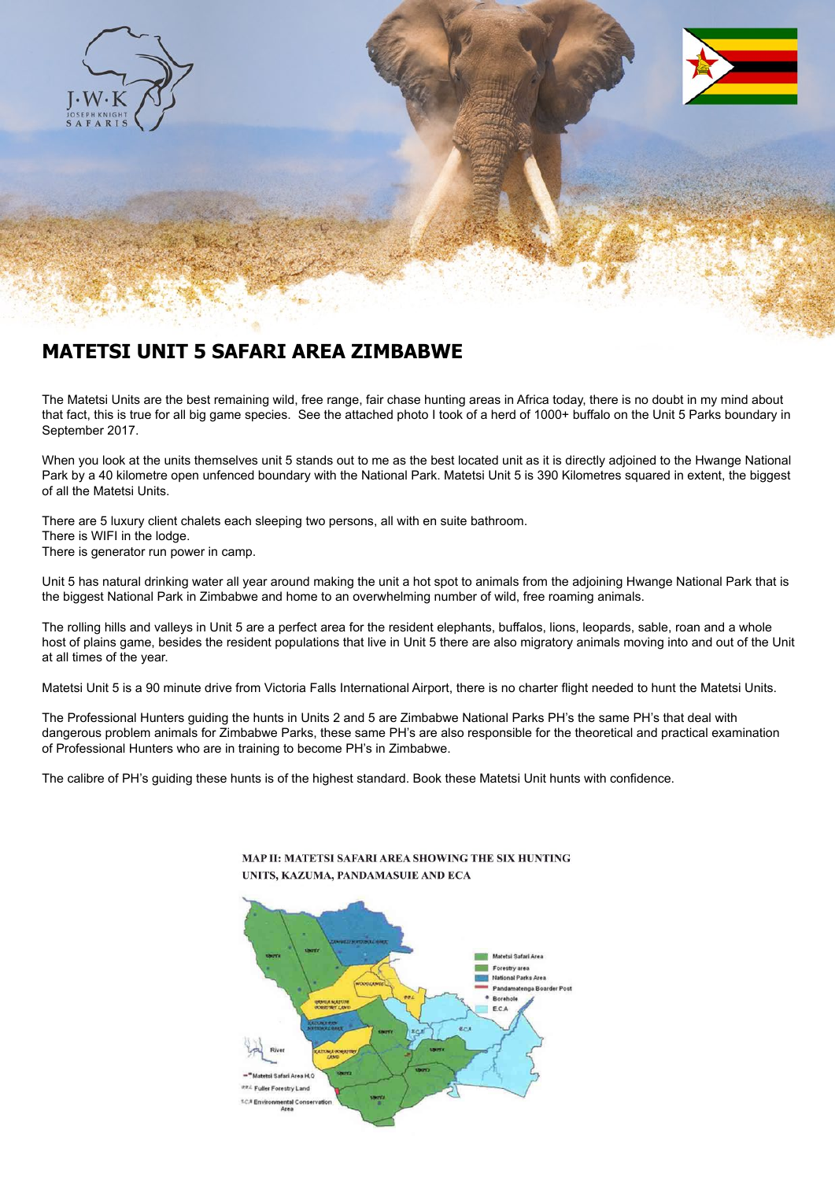# MATETSI UNIT 5 SAFARI AREA ZIMBABWE

The Matetsi Units are the best remaining wild, free range, fair chase hunting areas in Africa today, there is no doubt in my mind about that fact, this is true for all big game species. See the attached photo I took of a herd of 1000+ buffalo on the Unit 5 Parks boundary in September 2017.

When you look at the units themselves unit 5 stands out to me as the best located unit as it is directly adjoined to the Hwange National Park by a 40 kilometre open unfenced boundary with the National Park. Matetsi Unit 5 is 390 Kilometres squared in extent, the biggest of all the Matetsi Units.

There are 5 luxury client chalets each sleeping two persons, all with en suite bathroom.
There is WIFI in the lodge.
There is generator run power in camp.

Unit 5 has natural drinking water all year around making the unit a hot spot to animals from the adjoining Hwange National Park that is the biggest National Park in Zimbabwe and home to an overwhelming number of wild, free roaming animals.

The rolling hills and valleys in Unit 5 are a perfect area for the resident elephants, buffalos, lions, leopards, sable, roan and a whole host of plains game, besides the resident populations that live in Unit 5 there are also migratory animals moving into and out of the Unit at all times of the year.

Matetsi Unit 5 is a 90 minute drive from Victoria Falls International Airport, there is no charter flight needed to hunt the Matetsi Units.

The Professional Hunters guiding the hunts in Units 2 and 5 are Zimbabwe National Parks PH's the same PH's that deal with dangerous problem animals for Zimbabwe Parks, these same PH's are also responsible for the theoretical and practical examination of Professional Hunters who are in training to become PH's in Zimbabwe.

The calibre of PH's guiding these hunts is of the highest standard. Book these Matetsi Unit hunts with confidence.

MAP II: MATETSI SAFARI AREA SHOWING THE SIX HUNTING UNITS, KAZUMA, PANDAMASUIE AND ECA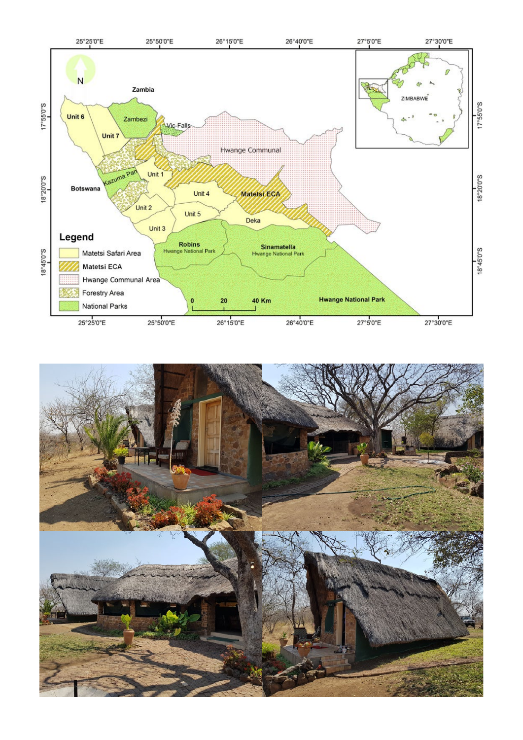25°25'0"E
25°50'0"E
26°15'0"E
26°40'0"E
27°5'0"E
27°30'0"E

17°55'0"S
18°20'0"S
18°45'0"S

N

Zambia

Unit 6
Unit 7
Zambezi
Vic-Falls
Hwange Communal
Kazuma Pan
Unit 1
Botswana
Unit 4
Matetsi ECA
Unit 2
Unit 5
Deka
Unit 3
Robins
Hwange National Park
Sinamatella
Hwange National Park
Hwange National Park

ZIMBABWE

0 20 40 Km

Legend
Matetsi Safari Area
Matetsi ECA
Hwange Communal Area
Forestry Area
National Parks